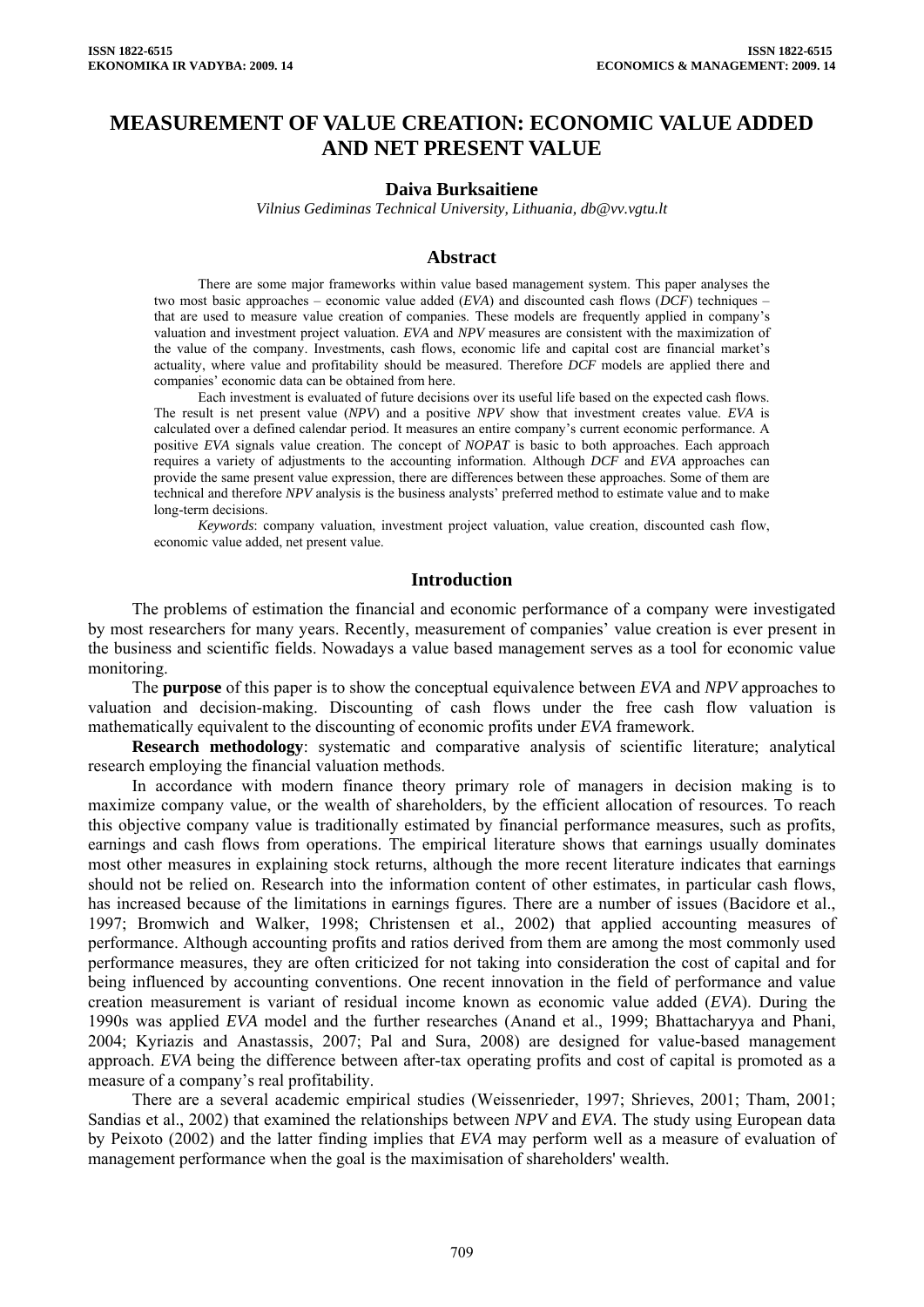# MEASUREMENT OF VALUE CREATION: ECONOMIC VALUE ADDED AND NET PRESENT VALUE

**Daiva Burksaitiene**

*Vilnius Gediminas Technical University, Lithuania, db@vv.vgtu.lt*

## Abstract

There are some major frameworks within value based management system. This paper analyses the two most basic approaches – economic value added (*EVA*) and discounted cash flows (*DCF*) techniques – that are used to measure value creation of companies. These models are frequently applied in company's valuation and investment project valuation. *EVA* and *NPV* measures are consistent with the maximization of the value of the company. Investments, cash flows, economic life and capital cost are financial market's actuality, where value and profitability should be measured. Therefore *DCF* models are applied there and companies' economic data can be obtained from here.

Each investment is evaluated of future decisions over its useful life based on the expected cash flows. The result is net present value (*NPV*) and a positive *NPV* show that investment creates value. *EVA* is calculated over a defined calendar period. It measures an entire company's current economic performance. A positive *EVA* signals value creation. The concept of *NOPAT* is basic to both approaches. Each approach requires a variety of adjustments to the accounting information. Although *DCF* and *EVA* approaches can provide the same present value expression, there are differences between these approaches. Some of them are technical and therefore *NPV* analysis is the business analysts' preferred method to estimate value and to make long-term decisions.

*Keywords*: company valuation, investment project valuation, value creation, discounted cash flow, economic value added, net present value.

## Introduction

The problems of estimation the financial and economic performance of a company were investigated by most researchers for many years. Recently, measurement of companies' value creation is ever present in the business and scientific fields. Nowadays a value based management serves as a tool for economic value monitoring.

The **purpose** of this paper is to show the conceptual equivalence between *EVA* and *NPV* approaches to valuation and decision-making. Discounting of cash flows under the free cash flow valuation is mathematically equivalent to the discounting of economic profits under *EVA* framework.

**Research methodology**: systematic and comparative analysis of scientific literature; analytical research employing the financial valuation methods.

In accordance with modern finance theory primary role of managers in decision making is to maximize company value, or the wealth of shareholders, by the efficient allocation of resources. To reach this objective company value is traditionally estimated by financial performance measures, such as profits, earnings and cash flows from operations. The empirical literature shows that earnings usually dominates most other measures in explaining stock returns, although the more recent literature indicates that earnings should not be relied on. Research into the information content of other estimates, in particular cash flows, has increased because of the limitations in earnings figures. There are a number of issues (Bacidore et al., 1997; Bromwich and Walker, 1998; Christensen et al., 2002) that applied accounting measures of performance. Although accounting profits and ratios derived from them are among the most commonly used performance measures, they are often criticized for not taking into consideration the cost of capital and for being influenced by accounting conventions. One recent innovation in the field of performance and value creation measurement is variant of residual income known as economic value added (*EVA*). During the 1990s was applied *EVA* model and the further researches (Anand et al., 1999; Bhattacharyya and Phani, 2004; Kyriazis and Anastassis, 2007; Pal and Sura, 2008) are designed for value-based management approach. *EVA* being the difference between after-tax operating profits and cost of capital is promoted as a measure of a company's real profitability.

There are a several academic empirical studies (Weissenrieder, 1997; Shrieves, 2001; Tham, 2001; Sandias et al., 2002) that examined the relationships between *NPV* and *EVA*. The study using European data by Peixoto (2002) and the latter finding implies that *EVA* may perform well as a measure of evaluation of management performance when the goal is the maximisation of shareholders' wealth.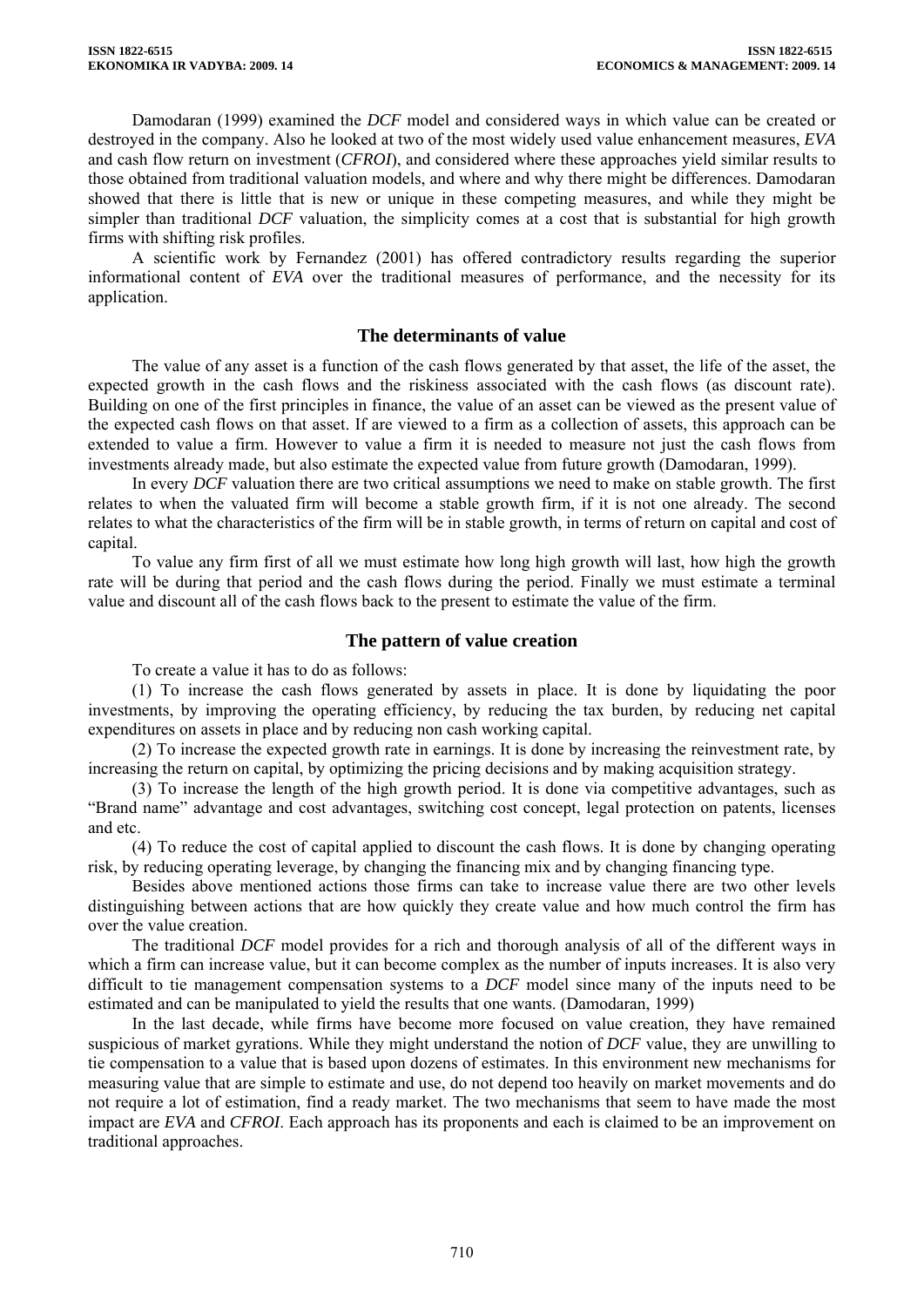Damodaran (1999) examined the *DCF* model and considered ways in which value can be created or destroyed in the company. Also he looked at two of the most widely used value enhancement measures, *EVA* and cash flow return on investment (*CFROI*), and considered where these approaches yield similar results to those obtained from traditional valuation models, and where and why there might be differences. Damodaran showed that there is little that is new or unique in these competing measures, and while they might be simpler than traditional *DCF* valuation, the simplicity comes at a cost that is substantial for high growth firms with shifting risk profiles.

A scientific work by Fernandez (2001) has offered contradictory results regarding the superior informational content of *EVA* over the traditional measures of performance, and the necessity for its application.

## The determinants of value

The value of any asset is a function of the cash flows generated by that asset, the life of the asset, the expected growth in the cash flows and the riskiness associated with the cash flows (as discount rate). Building on one of the first principles in finance, the value of an asset can be viewed as the present value of the expected cash flows on that asset. If are viewed to a firm as a collection of assets, this approach can be extended to value a firm. However to value a firm it is needed to measure not just the cash flows from investments already made, but also estimate the expected value from future growth (Damodaran, 1999).

In every *DCF* valuation there are two critical assumptions we need to make on stable growth. The first relates to when the valuated firm will become a stable growth firm, if it is not one already. The second relates to what the characteristics of the firm will be in stable growth, in terms of return on capital and cost of capital.

To value any firm first of all we must estimate how long high growth will last, how high the growth rate will be during that period and the cash flows during the period. Finally we must estimate a terminal value and discount all of the cash flows back to the present to estimate the value of the firm.

## The pattern of value creation

To create a value it has to do as follows:

(1) To increase the cash flows generated by assets in place. It is done by liquidating the poor investments, by improving the operating efficiency, by reducing the tax burden, by reducing net capital expenditures on assets in place and by reducing non cash working capital.

(2) To increase the expected growth rate in earnings. It is done by increasing the reinvestment rate, by increasing the return on capital, by optimizing the pricing decisions and by making acquisition strategy.

(3) To increase the length of the high growth period. It is done via competitive advantages, such as "Brand name" advantage and cost advantages, switching cost concept, legal protection on patents, licenses and etc.

(4) To reduce the cost of capital applied to discount the cash flows. It is done by changing operating risk, by reducing operating leverage, by changing the financing mix and by changing financing type.

Besides above mentioned actions those firms can take to increase value there are two other levels distinguishing between actions that are how quickly they create value and how much control the firm has over the value creation.

The traditional *DCF* model provides for a rich and thorough analysis of all of the different ways in which a firm can increase value, but it can become complex as the number of inputs increases. It is also very difficult to tie management compensation systems to a *DCF* model since many of the inputs need to be estimated and can be manipulated to yield the results that one wants. (Damodaran, 1999)

In the last decade, while firms have become more focused on value creation, they have remained suspicious of market gyrations. While they might understand the notion of *DCF* value, they are unwilling to tie compensation to a value that is based upon dozens of estimates. In this environment new mechanisms for measuring value that are simple to estimate and use, do not depend too heavily on market movements and do not require a lot of estimation, find a ready market. The two mechanisms that seem to have made the most impact are *EVA* and *CFROI*. Each approach has its proponents and each is claimed to be an improvement on traditional approaches.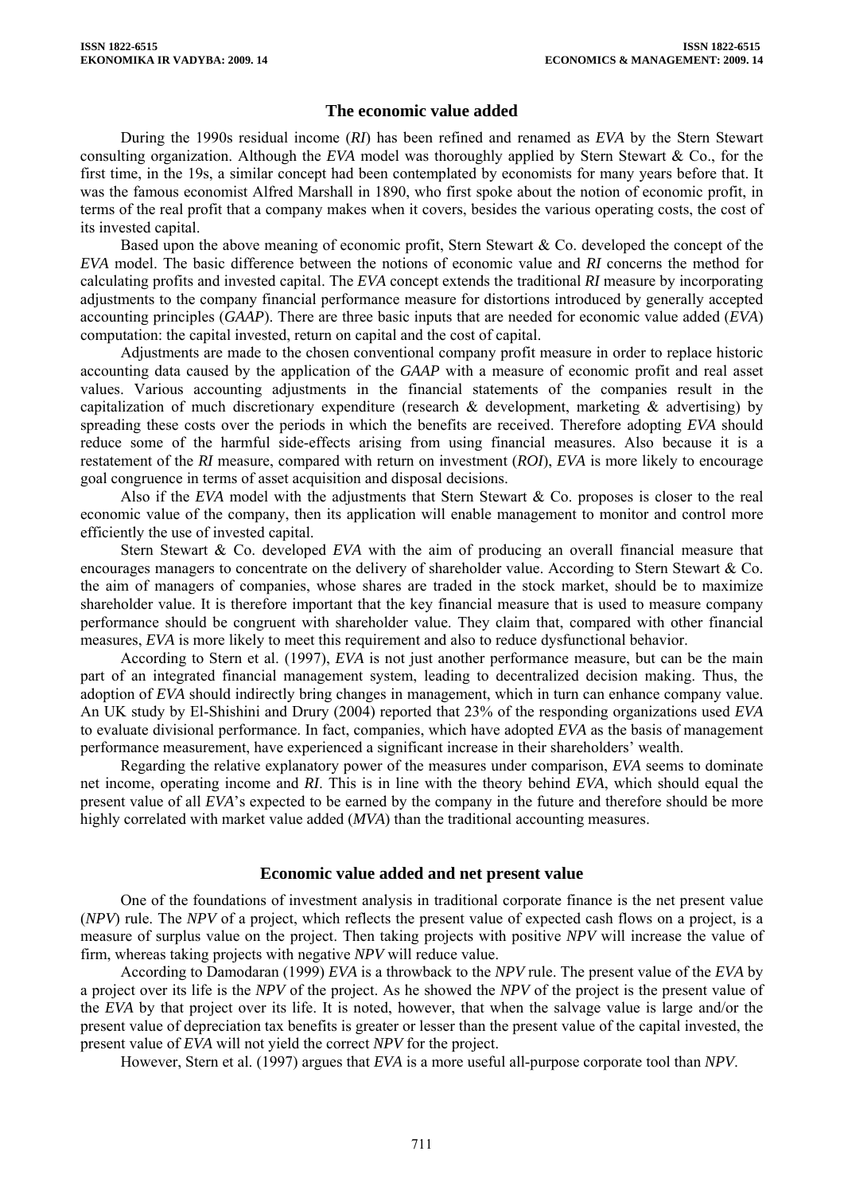## The economic value added

During the 1990s residual income (*RI*) has been refined and renamed as *EVA* by the Stern Stewart consulting organization. Although the *EVA* model was thoroughly applied by Stern Stewart & Co., for the first time, in the 19s, a similar concept had been contemplated by economists for many years before that. It was the famous economist Alfred Marshall in 1890, who first spoke about the notion of economic profit, in terms of the real profit that a company makes when it covers, besides the various operating costs, the cost of its invested capital.

Based upon the above meaning of economic profit, Stern Stewart & Co. developed the concept of the *EVA* model. The basic difference between the notions of economic value and *RI* concerns the method for calculating profits and invested capital. The *EVA* concept extends the traditional *RI* measure by incorporating adjustments to the company financial performance measure for distortions introduced by generally accepted accounting principles (*GAAP*). There are three basic inputs that are needed for economic value added (*EVA*) computation: the capital invested, return on capital and the cost of capital.

Adjustments are made to the chosen conventional company profit measure in order to replace historic accounting data caused by the application of the *GAAP* with a measure of economic profit and real asset values. Various accounting adjustments in the financial statements of the companies result in the capitalization of much discretionary expenditure (research & development, marketing & advertising) by spreading these costs over the periods in which the benefits are received. Therefore adopting *EVA* should reduce some of the harmful side-effects arising from using financial measures. Also because it is a restatement of the *RI* measure, compared with return on investment (*ROI*), *EVA* is more likely to encourage goal congruence in terms of asset acquisition and disposal decisions.

Also if the *EVA* model with the adjustments that Stern Stewart & Co. proposes is closer to the real economic value of the company, then its application will enable management to monitor and control more efficiently the use of invested capital.

Stern Stewart & Co. developed *EVA* with the aim of producing an overall financial measure that encourages managers to concentrate on the delivery of shareholder value. According to Stern Stewart & Co. the aim of managers of companies, whose shares are traded in the stock market, should be to maximize shareholder value. It is therefore important that the key financial measure that is used to measure company performance should be congruent with shareholder value. They claim that, compared with other financial measures, *EVA* is more likely to meet this requirement and also to reduce dysfunctional behavior.

According to Stern et al. (1997), *EVA* is not just another performance measure, but can be the main part of an integrated financial management system, leading to decentralized decision making. Thus, the adoption of *EVA* should indirectly bring changes in management, which in turn can enhance company value. An UK study by El-Shishini and Drury (2004) reported that 23% of the responding organizations used *EVA* to evaluate divisional performance. In fact, companies, which have adopted *EVA* as the basis of management performance measurement, have experienced a significant increase in their shareholders' wealth.

Regarding the relative explanatory power of the measures under comparison, *EVA* seems to dominate net income, operating income and *RI*. This is in line with the theory behind *EVA*, which should equal the present value of all *EVA*'s expected to be earned by the company in the future and therefore should be more highly correlated with market value added (*MVA*) than the traditional accounting measures.

## Economic value added and net present value

One of the foundations of investment analysis in traditional corporate finance is the net present value (*NPV*) rule. The *NPV* of a project, which reflects the present value of expected cash flows on a project, is a measure of surplus value on the project. Then taking projects with positive *NPV* will increase the value of firm, whereas taking projects with negative *NPV* will reduce value.

According to Damodaran (1999) *EVA* is a throwback to the *NPV* rule. The present value of the *EVA* by a project over its life is the *NPV* of the project. As he showed the *NPV* of the project is the present value of the *EVA* by that project over its life. It is noted, however, that when the salvage value is large and/or the present value of depreciation tax benefits is greater or lesser than the present value of the capital invested, the present value of *EVA* will not yield the correct *NPV* for the project.

However, Stern et al. (1997) argues that *EVA* is a more useful all-purpose corporate tool than *NPV*.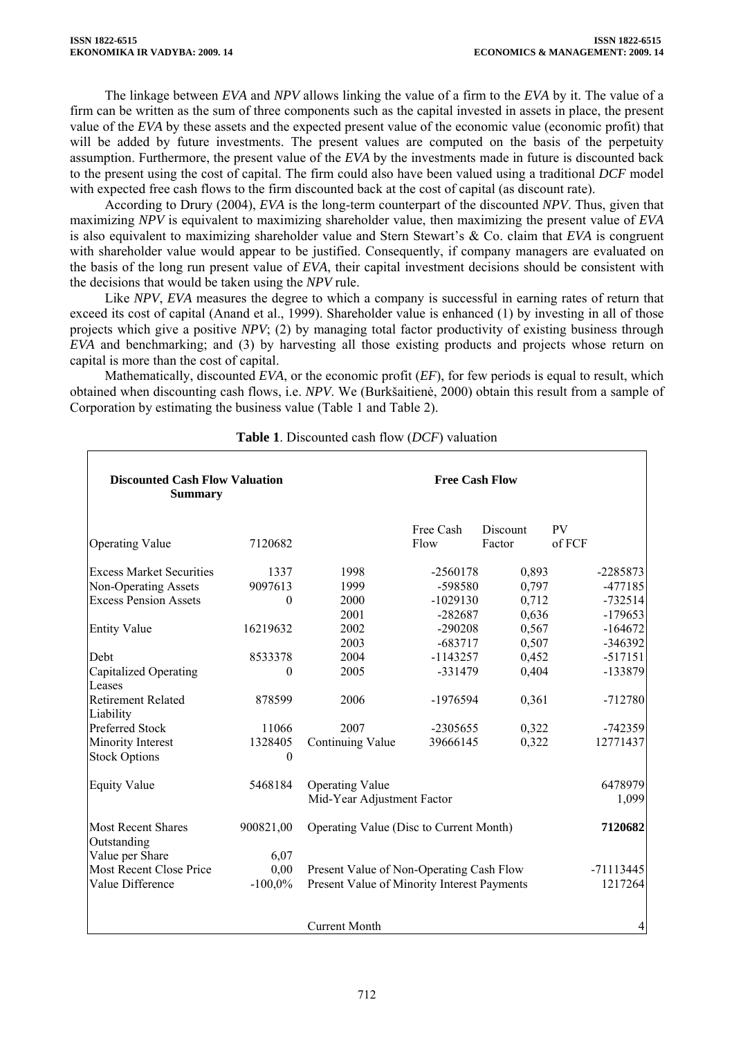The linkage between *EVA* and *NPV* allows linking the value of a firm to the *EVA* by it. The value of a firm can be written as the sum of three components such as the capital invested in assets in place, the present value of the *EVA* by these assets and the expected present value of the economic value (economic profit) that will be added by future investments. The present values are computed on the basis of the perpetuity assumption. Furthermore, the present value of the *EVA* by the investments made in future is discounted back to the present using the cost of capital. The firm could also have been valued using a traditional *DCF* model with expected free cash flows to the firm discounted back at the cost of capital (as discount rate).

According to Drury (2004), *EVA* is the long-term counterpart of the discounted *NPV*. Thus, given that maximizing *NPV* is equivalent to maximizing shareholder value, then maximizing the present value of *EVA* is also equivalent to maximizing shareholder value and Stern Stewart's & Co. claim that *EVA* is congruent with shareholder value would appear to be justified. Consequently, if company managers are evaluated on the basis of the long run present value of *EVA*, their capital investment decisions should be consistent with the decisions that would be taken using the *NPV* rule.

Like *NPV*, *EVA* measures the degree to which a company is successful in earning rates of return that exceed its cost of capital (Anand et al., 1999). Shareholder value is enhanced (1) by investing in all of those projects which give a positive *NPV*; (2) by managing total factor productivity of existing business through *EVA* and benchmarking; and (3) by harvesting all those existing products and projects whose return on capital is more than the cost of capital.

Mathematically, discounted *EVA*, or the economic profit (*EF*), for few periods is equal to result, which obtained when discounting cash flows, i.e. *NPV*. We (Burkšaitienė, 2000) obtain this result from a sample of Corporation by estimating the business value (Table 1 and Table 2).

**Table 1**. Discounted cash flow (*DCF*) valuation

| **Discounted Cash Flow Valuation Summary** | | **Free Cash Flow** | | | |
|---|---|---|---|---|---|
| Operating Value | 7120682 | | Free Cash Flow | Discount Factor | PV of FCF |
| Excess Market Securities | 1337 | 1998 | -2560178 | 0,893 | -2285873 |
| Non-Operating Assets | 9097613 | 1999 | -598580 | 0,797 | -477185 |
| Excess Pension Assets | 0 | 2000 | -1029130 | 0,712 | -732514 |
| | | 2001 | -282687 | 0,636 | -179653 |
| Entity Value | 16219632 | 2002 | -290208 | 0,567 | -164672 |
| | | 2003 | -683717 | 0,507 | -346392 |
| Debt | 8533378 | 2004 | -1143257 | 0,452 | -517151 |
| Capitalized Operating Leases | 0 | 2005 | -331479 | 0,404 | -133879 |
| Retirement Related Liability | 878599 | 2006 | -1976594 | 0,361 | -712780 |
| Preferred Stock | 11066 | 2007 | -2305655 | 0,322 | -742359 |
| Minority Interest | 1328405 | Continuing Value | 39666145 | 0,322 | 12771437 |
| Stock Options | 0 | | | | |
| Equity Value | 5468184 | Operating Value | | | 6478979 |
| | | Mid-Year Adjustment Factor | | | 1,099 |
| Most Recent Shares Outstanding | 900821,00 | Operating Value (Disc to Current Month) | | | **7120682** |
| Value per Share | 6,07 | | | | |
| Most Recent Close Price | 0,00 | Present Value of Non-Operating Cash Flow | | | -71113445 |
| Value Difference | -100,0% | Present Value of Minority Interest Payments | | | 1217264 |
| | | Current Month | | | 4 |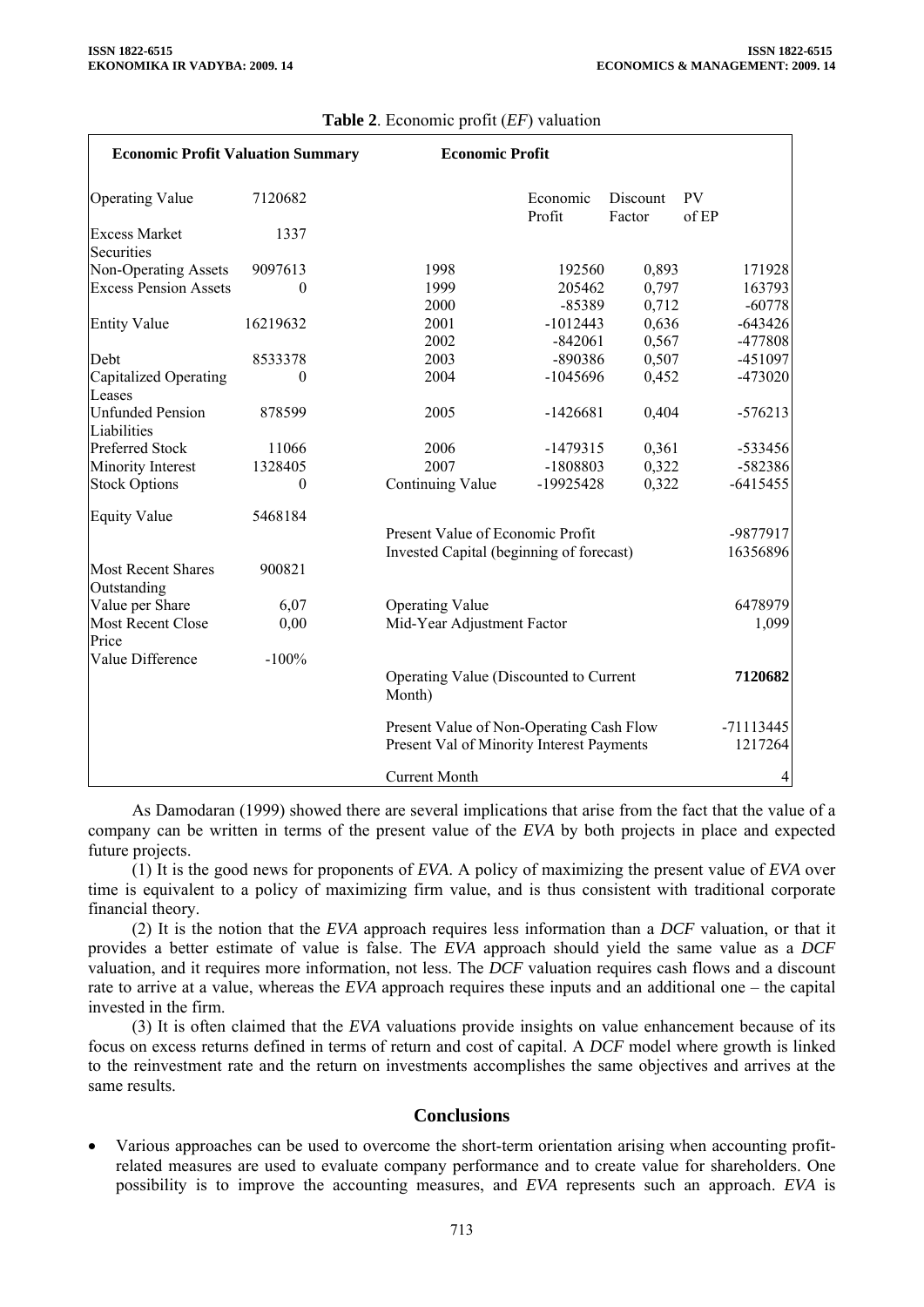**Table 2**. Economic profit (*EF*) valuation

| Economic Profit Valuation Summary | | Economic Profit | | | |
|---|---|---|---|---|---|
| Operating Value | 7120682 | | Economic Profit | Discount Factor | PV of EP |
| Excess Market Securities | 1337 | | | | |
| Non-Operating Assets | 9097613 | 1998 | 192560 | 0,893 | 171928 |
| Excess Pension Assets | 0 | 1999 | 205462 | 0,797 | 163793 |
| | | 2000 | -85389 | 0,712 | -60778 |
| Entity Value | 16219632 | 2001 | -1012443 | 0,636 | -643426 |
| | | 2002 | -842061 | 0,567 | -477808 |
| Debt | 8533378 | 2003 | -890386 | 0,507 | -451097 |
| Capitalized Operating Leases | 0 | 2004 | -1045696 | 0,452 | -473020 |
| Unfunded Pension Liabilities | 878599 | 2005 | -1426681 | 0,404 | -576213 |
| Preferred Stock | 11066 | 2006 | -1479315 | 0,361 | -533456 |
| Minority Interest | 1328405 | 2007 | -1808803 | 0,322 | -582386 |
| Stock Options | 0 | Continuing Value | -19925428 | 0,322 | -6415455 |
| Equity Value | 5468184 | | | | |
| | | Present Value of Economic Profit | | | -9877917 |
| | | Invested Capital (beginning of forecast) | | | 16356896 |
| Most Recent Shares Outstanding | 900821 | | | | |
| Value per Share | 6,07 | Operating Value | | | 6478979 |
| Most Recent Close Price | 0,00 | Mid-Year Adjustment Factor | | | 1,099 |
| Value Difference | -100% | | | | |
| | | Operating Value (Discounted to Current Month) | | | **7120682** |
| | | Present Value of Non-Operating Cash Flow | | | -71113445 |
| | | Present Val of Minority Interest Payments | | | 1217264 |
| | | Current Month | | | 4 |

As Damodaran (1999) showed there are several implications that arise from the fact that the value of a company can be written in terms of the present value of the *EVA* by both projects in place and expected future projects.

(1) It is the good news for proponents of *EVA*. A policy of maximizing the present value of *EVA* over time is equivalent to a policy of maximizing firm value, and is thus consistent with traditional corporate financial theory.

(2) It is the notion that the *EVA* approach requires less information than a *DCF* valuation, or that it provides a better estimate of value is false. The *EVA* approach should yield the same value as a *DCF* valuation, and it requires more information, not less. The *DCF* valuation requires cash flows and a discount rate to arrive at a value, whereas the *EVA* approach requires these inputs and an additional one – the capital invested in the firm.

(3) It is often claimed that the *EVA* valuations provide insights on value enhancement because of its focus on excess returns defined in terms of return and cost of capital. A *DCF* model where growth is linked to the reinvestment rate and the return on investments accomplishes the same objectives and arrives at the same results.

## Conclusions

- Various approaches can be used to overcome the short-term orientation arising when accounting profit-related measures are used to evaluate company performance and to create value for shareholders. One possibility is to improve the accounting measures, and *EVA* represents such an approach. *EVA* is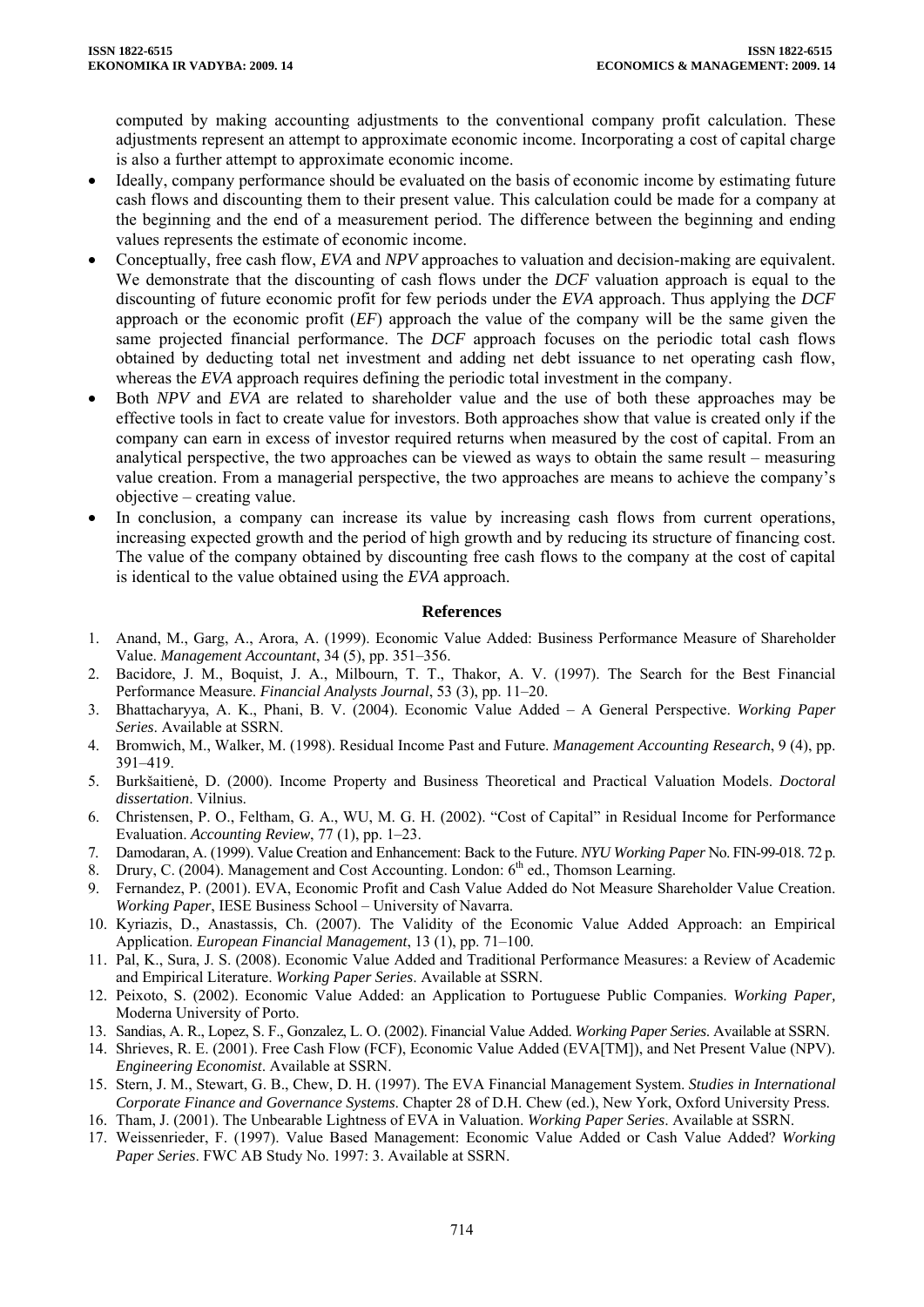computed by making accounting adjustments to the conventional company profit calculation. These adjustments represent an attempt to approximate economic income. Incorporating a cost of capital charge is also a further attempt to approximate economic income.

- Ideally, company performance should be evaluated on the basis of economic income by estimating future cash flows and discounting them to their present value. This calculation could be made for a company at the beginning and the end of a measurement period. The difference between the beginning and ending values represents the estimate of economic income.
- Conceptually, free cash flow, *EVA* and *NPV* approaches to valuation and decision-making are equivalent. We demonstrate that the discounting of cash flows under the *DCF* valuation approach is equal to the discounting of future economic profit for few periods under the *EVA* approach. Thus applying the *DCF* approach or the economic profit (*EF*) approach the value of the company will be the same given the same projected financial performance. The *DCF* approach focuses on the periodic total cash flows obtained by deducting total net investment and adding net debt issuance to net operating cash flow, whereas the *EVA* approach requires defining the periodic total investment in the company.
- Both *NPV* and *EVA* are related to shareholder value and the use of both these approaches may be effective tools in fact to create value for investors. Both approaches show that value is created only if the company can earn in excess of investor required returns when measured by the cost of capital. From an analytical perspective, the two approaches can be viewed as ways to obtain the same result – measuring value creation. From a managerial perspective, the two approaches are means to achieve the company's objective – creating value.
- In conclusion, a company can increase its value by increasing cash flows from current operations, increasing expected growth and the period of high growth and by reducing its structure of financing cost. The value of the company obtained by discounting free cash flows to the company at the cost of capital is identical to the value obtained using the *EVA* approach.

## References

1. Anand, M., Garg, A., Arora, A. (1999). Economic Value Added: Business Performance Measure of Shareholder Value. *Management Accountant*, 34 (5), pp. 351–356.
2. Bacidore, J. M., Boquist, J. A., Milbourn, T. T., Thakor, A. V. (1997). The Search for the Best Financial Performance Measure. *Financial Analysts Journal*, 53 (3), pp. 11–20.
3. Bhattacharyya, A. K., Phani, B. V. (2004). Economic Value Added – A General Perspective. *Working Paper Series*. Available at SSRN.
4. Bromwich, M., Walker, M. (1998). Residual Income Past and Future. *Management Accounting Research*, 9 (4), pp. 391–419.
5. Burkšaitienė, D. (2000). Income Property and Business Theoretical and Practical Valuation Models. *Doctoral dissertation*. Vilnius.
6. Christensen, P. O., Feltham, G. A., WU, M. G. H. (2002). "Cost of Capital" in Residual Income for Performance Evaluation. *Accounting Review*, 77 (1), pp. 1–23.
7. Damodaran, A. (1999). Value Creation and Enhancement: Back to the Future. *NYU Working Paper* No. FIN-99-018. 72 p.
8. Drury, C. (2004). Management and Cost Accounting. London: 6th ed., Thomson Learning.
9. Fernandez, P. (2001). EVA, Economic Profit and Cash Value Added do Not Measure Shareholder Value Creation. *Working Paper*, IESE Business School – University of Navarra.
10. Kyriazis, D., Anastassis, Ch. (2007). The Validity of the Economic Value Added Approach: an Empirical Application. *European Financial Management*, 13 (1), pp. 71–100.
11. Pal, K., Sura, J. S. (2008). Economic Value Added and Traditional Performance Measures: a Review of Academic and Empirical Literature. *Working Paper Series*. Available at SSRN.
12. Peixoto, S. (2002). Economic Value Added: an Application to Portuguese Public Companies. *Working Paper*, Moderna University of Porto.
13. Sandias, A. R., Lopez, S. F., Gonzalez, L. O. (2002). Financial Value Added. *Working Paper Series*. Available at SSRN.
14. Shrieves, R. E. (2001). Free Cash Flow (FCF), Economic Value Added (EVA[TM]), and Net Present Value (NPV). *Engineering Economist*. Available at SSRN.
15. Stern, J. M., Stewart, G. B., Chew, D. H. (1997). The EVA Financial Management System. *Studies in International Corporate Finance and Governance Systems*. Chapter 28 of D.H. Chew (ed.), New York, Oxford University Press.
16. Tham, J. (2001). The Unbearable Lightness of EVA in Valuation. *Working Paper Series*. Available at SSRN.
17. Weissenrieder, F. (1997). Value Based Management: Economic Value Added or Cash Value Added? *Working Paper Series*. FWC AB Study No. 1997: 3. Available at SSRN.